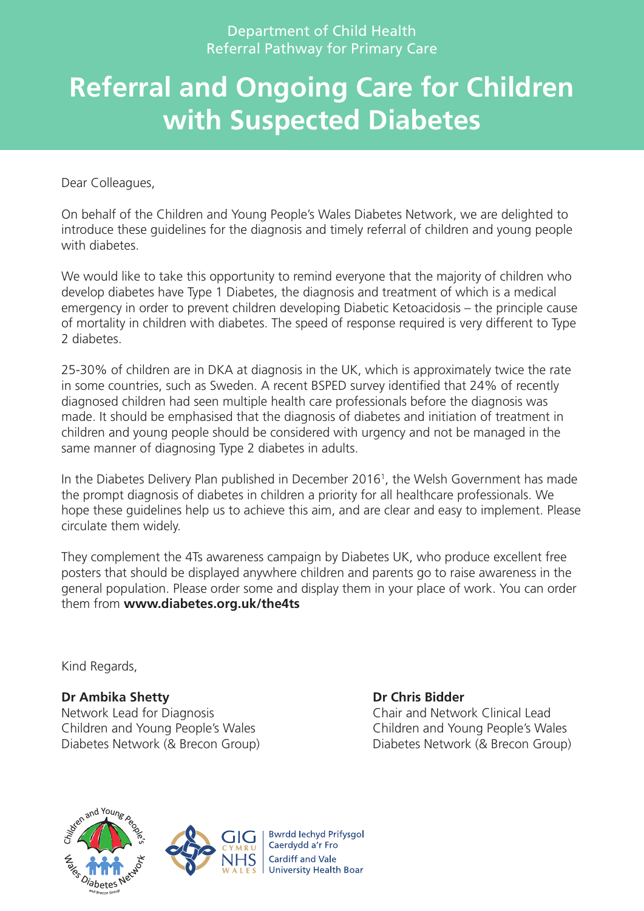Department of Child Health
Referral Pathway for Primary Care

# Referral and Ongoing Care for Children with Suspected Diabetes

Dear Colleagues,

On behalf of the Children and Young People's Wales Diabetes Network, we are delighted to introduce these guidelines for the diagnosis and timely referral of children and young people with diabetes.

We would like to take this opportunity to remind everyone that the majority of children who develop diabetes have Type 1 Diabetes, the diagnosis and treatment of which is a medical emergency in order to prevent children developing Diabetic Ketoacidosis – the principle cause of mortality in children with diabetes. The speed of response required is very different to Type 2 diabetes.

25-30% of children are in DKA at diagnosis in the UK, which is approximately twice the rate in some countries, such as Sweden. A recent BSPED survey identified that 24% of recently diagnosed children had seen multiple health care professionals before the diagnosis was made. It should be emphasised that the diagnosis of diabetes and initiation of treatment in children and young people should be considered with urgency and not be managed in the same manner of diagnosing Type 2 diabetes in adults.

In the Diabetes Delivery Plan published in December 2016[1], the Welsh Government has made the prompt diagnosis of diabetes in children a priority for all healthcare professionals. We hope these guidelines help us to achieve this aim, and are clear and easy to implement. Please circulate them widely.

They complement the 4Ts awareness campaign by Diabetes UK, who produce excellent free posters that should be displayed anywhere children and parents go to raise awareness in the general population. Please order some and display them in your place of work. You can order them from **www.diabetes.org.uk/the4ts**

Kind Regards,

**Dr Ambika Shetty**
Network Lead for Diagnosis
Children and Young People's Wales
Diabetes Network (& Brecon Group)

**Dr Chris Bidder**
Chair and Network Clinical Lead
Children and Young People's Wales
Diabetes Network (& Brecon Group)

Children and Young People's Wales Diabetes Network and Brecon Group

GIG CYMRU NHS WALES | Bwrdd Iechyd Prifysgol Caerdydd a'r Fro | Cardiff and Vale University Health Boar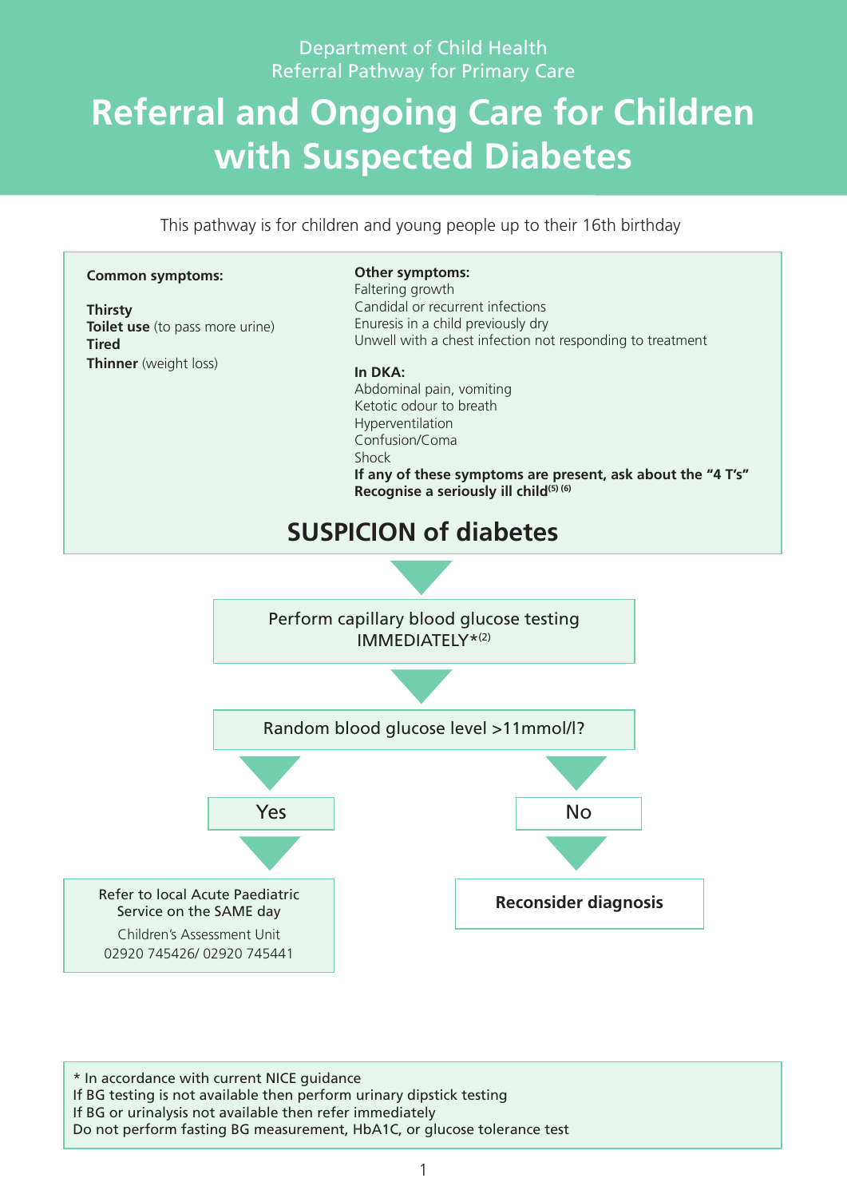Department of Child Health
Referral Pathway for Primary Care

# Referral and Ongoing Care for Children with Suspected Diabetes

This pathway is for children and young people up to their 16th birthday

**Common symptoms:**

**Thirsty**
**Toilet use** (to pass more urine)
**Tired**
**Thinner** (weight loss)

**Other symptoms:**
Faltering growth
Candidal or recurrent infections
Enuresis in a child previously dry
Unwell with a chest infection not responding to treatment

**In DKA:**
Abdominal pain, vomiting
Ketotic odour to breath
Hyperventilation
Confusion/Coma
Shock
**If any of these symptoms are present, ask about the "4 T's"**
**Recognise a seriously ill child**[5] [6]

## SUSPICION of diabetes

↓

Perform capillary blood glucose testing IMMEDIATELY*[2]

↓

Random blood glucose level >11mmol/l?

- **Yes** → Refer to local Acute Paediatric Service on the SAME day
  Children's Assessment Unit
  02920 745426/ 02920 745441
- **No** → **Reconsider diagnosis**

\* In accordance with current NICE guidance
If BG testing is not available then perform urinary dipstick testing
If BG or urinalysis not available then refer immediately
Do not perform fasting BG measurement, HbA1C, or glucose tolerance test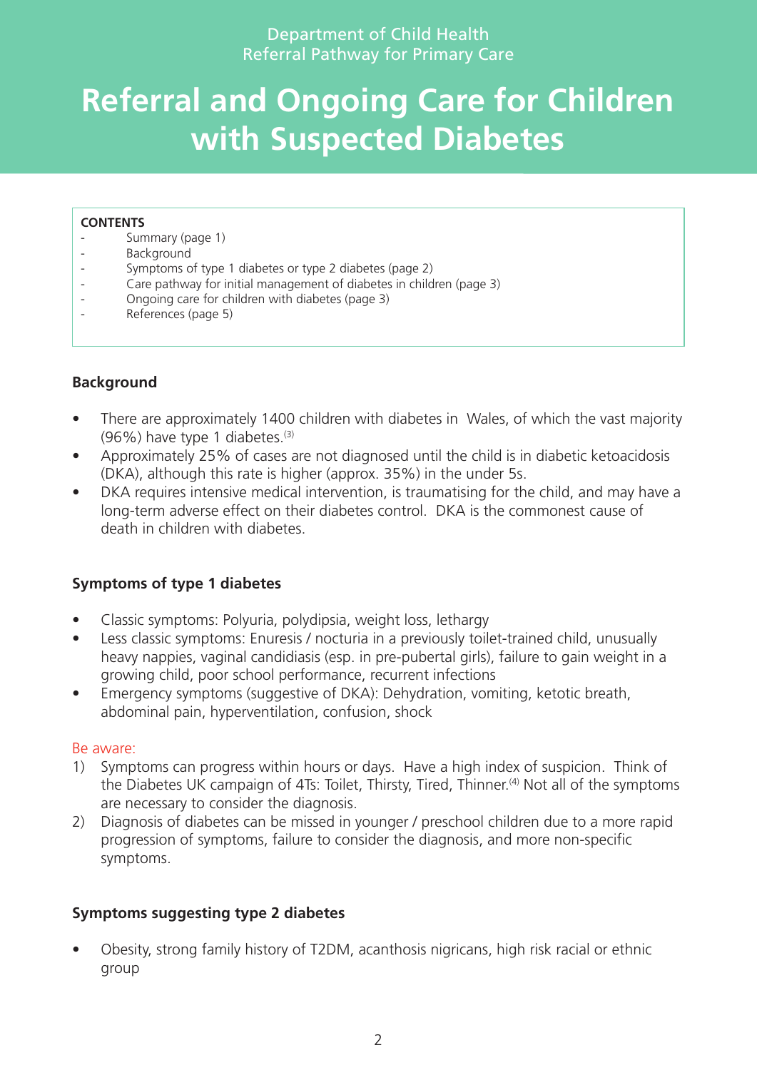Department of Child Health
Referral Pathway for Primary Care

# Referral and Ongoing Care for Children with Suspected Diabetes

**CONTENTS**

- Summary (page 1)
- Background
- Symptoms of type 1 diabetes or type 2 diabetes (page 2)
- Care pathway for initial management of diabetes in children (page 3)
- Ongoing care for children with diabetes (page 3)
- References (page 5)

## Background

- There are approximately 1400 children with diabetes in Wales, of which the vast majority (96%) have type 1 diabetes.[3]
- Approximately 25% of cases are not diagnosed until the child is in diabetic ketoacidosis (DKA), although this rate is higher (approx. 35%) in the under 5s.
- DKA requires intensive medical intervention, is traumatising for the child, and may have a long-term adverse effect on their diabetes control. DKA is the commonest cause of death in children with diabetes.

## Symptoms of type 1 diabetes

- Classic symptoms: Polyuria, polydipsia, weight loss, lethargy
- Less classic symptoms: Enuresis / nocturia in a previously toilet-trained child, unusually heavy nappies, vaginal candidiasis (esp. in pre-pubertal girls), failure to gain weight in a growing child, poor school performance, recurrent infections
- Emergency symptoms (suggestive of DKA): Dehydration, vomiting, ketotic breath, abdominal pain, hyperventilation, confusion, shock

Be aware:

1) Symptoms can progress within hours or days. Have a high index of suspicion. Think of the Diabetes UK campaign of 4Ts: Toilet, Thirsty, Tired, Thinner.[4] Not all of the symptoms are necessary to consider the diagnosis.
2) Diagnosis of diabetes can be missed in younger / preschool children due to a more rapid progression of symptoms, failure to consider the diagnosis, and more non-specific symptoms.

## Symptoms suggesting type 2 diabetes

- Obesity, strong family history of T2DM, acanthosis nigricans, high risk racial or ethnic group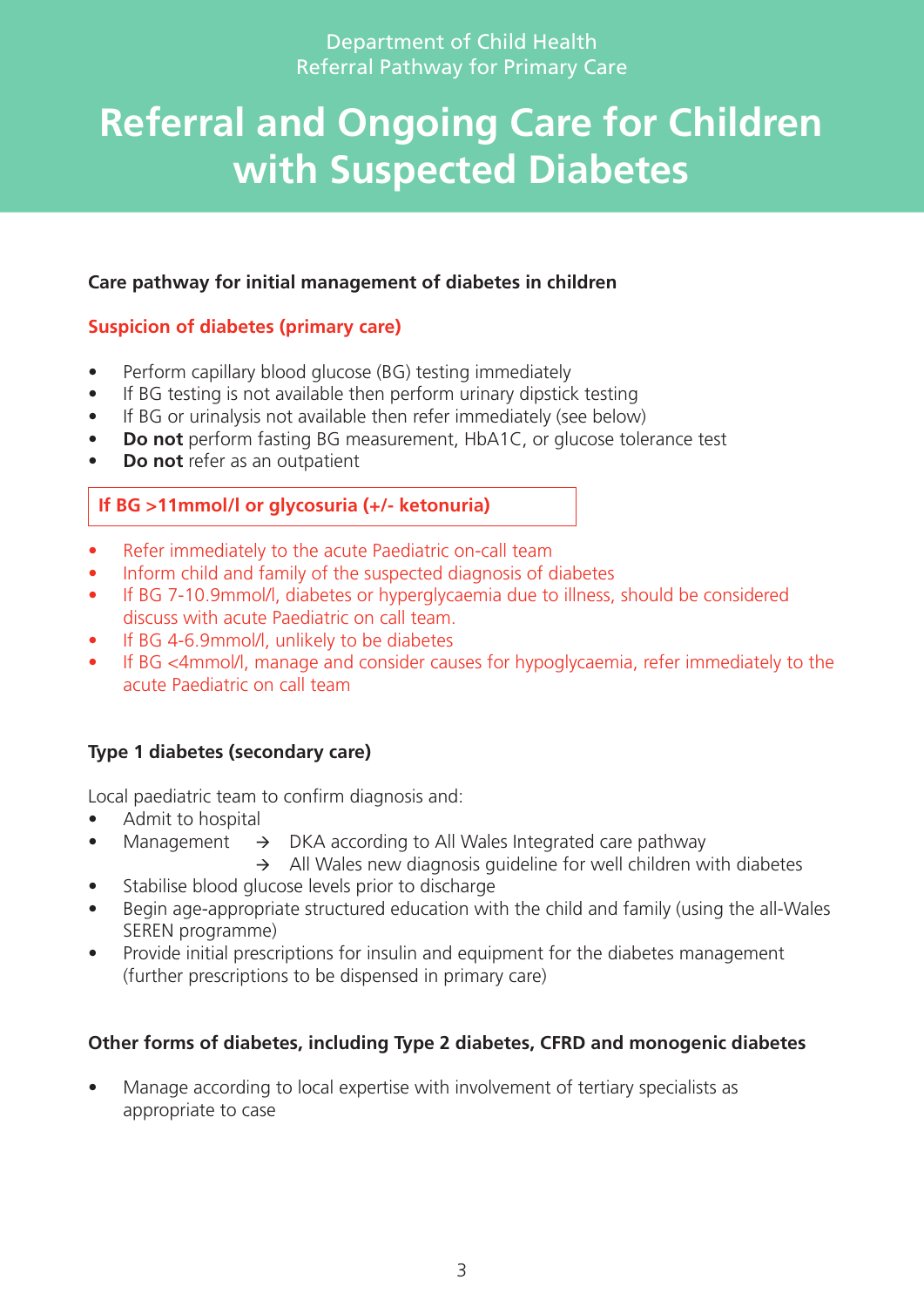Department of Child Health
Referral Pathway for Primary Care

# Referral and Ongoing Care for Children with Suspected Diabetes

**Care pathway for initial management of diabetes in children**

### Suspicion of diabetes (primary care)

- Perform capillary blood glucose (BG) testing immediately
- If BG testing is not available then perform urinary dipstick testing
- If BG or urinalysis not available then refer immediately (see below)
- **Do not** perform fasting BG measurement, HbA1C, or glucose tolerance test
- **Do not** refer as an outpatient

**If BG >11mmol/l or glycosuria (+/- ketonuria)**

- Refer immediately to the acute Paediatric on-call team
- Inform child and family of the suspected diagnosis of diabetes
- If BG 7-10.9mmol/l, diabetes or hyperglycaemia due to illness, should be considered discuss with acute Paediatric on call team.
- If BG 4-6.9mmol/l, unlikely to be diabetes
- If BG <4mmol/l, manage and consider causes for hypoglycaemia, refer immediately to the acute Paediatric on call team

### Type 1 diabetes (secondary care)

Local paediatric team to confirm diagnosis and:

- Admit to hospital
- Management → DKA according to All Wales Integrated care pathway
  → All Wales new diagnosis guideline for well children with diabetes
- Stabilise blood glucose levels prior to discharge
- Begin age-appropriate structured education with the child and family (using the all-Wales SEREN programme)
- Provide initial prescriptions for insulin and equipment for the diabetes management (further prescriptions to be dispensed in primary care)

### Other forms of diabetes, including Type 2 diabetes, CFRD and monogenic diabetes

- Manage according to local expertise with involvement of tertiary specialists as appropriate to case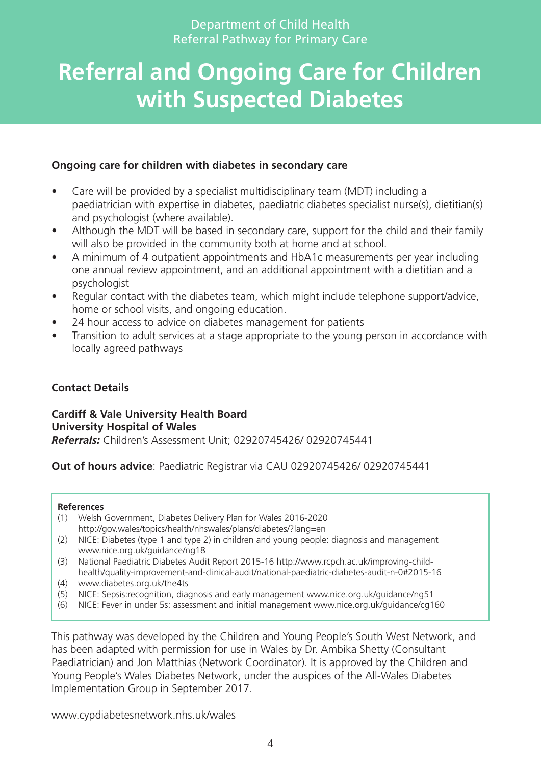Department of Child Health
Referral Pathway for Primary Care

# Referral and Ongoing Care for Children with Suspected Diabetes

### Ongoing care for children with diabetes in secondary care

- Care will be provided by a specialist multidisciplinary team (MDT) including a paediatrician with expertise in diabetes, paediatric diabetes specialist nurse(s), dietitian(s) and psychologist (where available).
- Although the MDT will be based in secondary care, support for the child and their family will also be provided in the community both at home and at school.
- A minimum of 4 outpatient appointments and HbA1c measurements per year including one annual review appointment, and an additional appointment with a dietitian and a psychologist
- Regular contact with the diabetes team, which might include telephone support/advice, home or school visits, and ongoing education.
- 24 hour access to advice on diabetes management for patients
- Transition to adult services at a stage appropriate to the young person in accordance with locally agreed pathways

### Contact Details

**Cardiff & Vale University Health Board**
**University Hospital of Wales**
***Referrals:*** Children's Assessment Unit; 02920745426/ 02920745441

**Out of hours advice**: Paediatric Registrar via CAU 02920745426/ 02920745441

**References**

(1) Welsh Government, Diabetes Delivery Plan for Wales 2016-2020 http://gov.wales/topics/health/nhswales/plans/diabetes/?lang=en
(2) NICE: Diabetes (type 1 and type 2) in children and young people: diagnosis and management www.nice.org.uk/guidance/ng18
(3) National Paediatric Diabetes Audit Report 2015-16 http://www.rcpch.ac.uk/improving-child-health/quality-improvement-and-clinical-audit/national-paediatric-diabetes-audit-n-0#2015-16
(4) www.diabetes.org.uk/the4ts
(5) NICE: Sepsis:recognition, diagnosis and early management www.nice.org.uk/guidance/ng51
(6) NICE: Fever in under 5s: assessment and initial management www.nice.org.uk/guidance/cg160

This pathway was developed by the Children and Young People's South West Network, and has been adapted with permission for use in Wales by Dr. Ambika Shetty (Consultant Paediatrician) and Jon Matthias (Network Coordinator). It is approved by the Children and Young People's Wales Diabetes Network, under the auspices of the All-Wales Diabetes Implementation Group in September 2017.

www.cypdiabetesnetwork.nhs.uk/wales